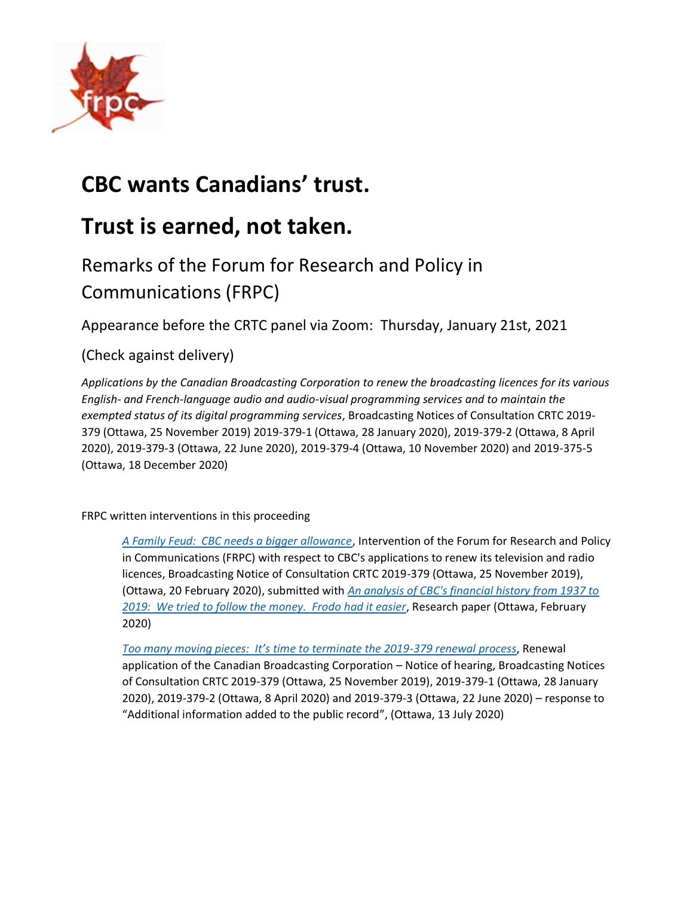# CBC wants Canadians' trust.

# Trust is earned, not taken.

## Remarks of the Forum for Research and Policy in Communications (FRPC)

Appearance before the CRTC panel via Zoom: Thursday, January 21st, 2021

(Check against delivery)

*Applications by the Canadian Broadcasting Corporation to renew the broadcasting licences for its various English- and French-language audio and audio-visual programming services and to maintain the exempted status of its digital programming services*, Broadcasting Notices of Consultation CRTC 2019-379 (Ottawa, 25 November 2019) 2019-379-1 (Ottawa, 28 January 2020), 2019-379-2 (Ottawa, 8 April 2020), 2019-379-3 (Ottawa, 22 June 2020), 2019-379-4 (Ottawa, 10 November 2020) and 2019-375-5 (Ottawa, 18 December 2020)

FRPC written interventions in this proceeding

> *A Family Feud: CBC needs a bigger allowance*, Intervention of the Forum for Research and Policy in Communications (FRPC) with respect to CBC's applications to renew its television and radio licences, Broadcasting Notice of Consultation CRTC 2019-379 (Ottawa, 25 November 2019), (Ottawa, 20 February 2020), submitted with *An analysis of CBC's financial history from 1937 to 2019: We tried to follow the money. Frodo had it easier*, Research paper (Ottawa, February 2020)
>
> *Too many moving pieces: It's time to terminate the 2019-379 renewal process*, Renewal application of the Canadian Broadcasting Corporation – Notice of hearing, Broadcasting Notices of Consultation CRTC 2019-379 (Ottawa, 25 November 2019), 2019-379-1 (Ottawa, 28 January 2020), 2019-379-2 (Ottawa, 8 April 2020) and 2019-379-3 (Ottawa, 22 June 2020) – response to "Additional information added to the public record", (Ottawa, 13 July 2020)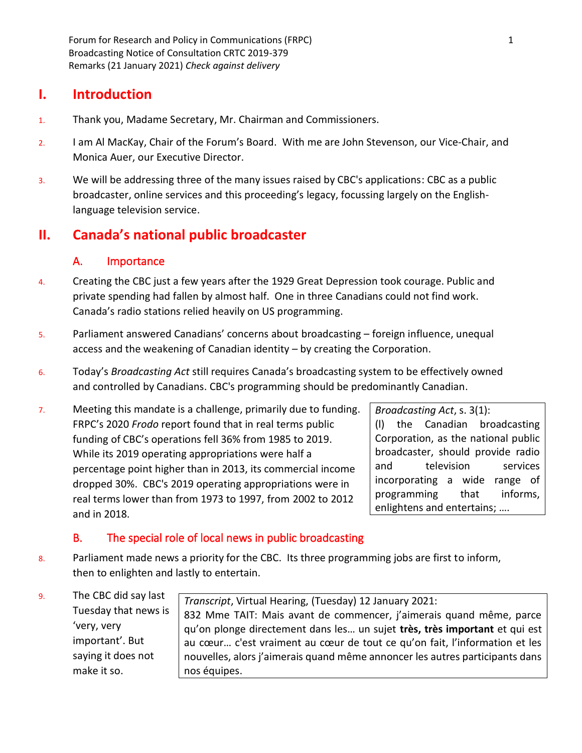Forum for Research and Policy in Communications (FRPC)
Broadcasting Notice of Consultation CRTC 2019-379
Remarks (21 January 2021) *Check against delivery*

# I. Introduction

1. Thank you, Madame Secretary, Mr. Chairman and Commissioners.

2. I am Al MacKay, Chair of the Forum's Board. With me are John Stevenson, our Vice-Chair, and Monica Auer, our Executive Director.

3. We will be addressing three of the many issues raised by CBC's applications: CBC as a public broadcaster, online services and this proceeding's legacy, focussing largely on the English-language television service.

# II. Canada's national public broadcaster

## A. Importance

4. Creating the CBC just a few years after the 1929 Great Depression took courage. Public and private spending had fallen by almost half. One in three Canadians could not find work. Canada's radio stations relied heavily on US programming.

5. Parliament answered Canadians' concerns about broadcasting – foreign influence, unequal access and the weakening of Canadian identity – by creating the Corporation.

6. Today's *Broadcasting Act* still requires Canada's broadcasting system to be effectively owned and controlled by Canadians. CBC's programming should be predominantly Canadian.

7. Meeting this mandate is a challenge, primarily due to funding. FRPC's 2020 *Frodo* report found that in real terms public funding of CBC's operations fell 36% from 1985 to 2019. While its 2019 operating appropriations were half a percentage point higher than in 2013, its commercial income dropped 30%. CBC's 2019 operating appropriations were in real terms lower than from 1973 to 1997, from 2002 to 2012 and in 2018.

> *Broadcasting Act*, s. 3(1):
> (l) the Canadian broadcasting Corporation, as the national public broadcaster, should provide radio and television services incorporating a wide range of programming that informs, enlightens and entertains; ….

## B. The special role of local news in public broadcasting

8. Parliament made news a priority for the CBC. Its three programming jobs are first to inform, then to enlighten and lastly to entertain.

9. The CBC did say last Tuesday that news is 'very, very important'. But saying it does not make it so.

> *Transcript*, Virtual Hearing, (Tuesday) 12 January 2021:
> 832 Mme TAIT: Mais avant de commencer, j'aimerais quand même, parce qu'on plonge directement dans les… un sujet **très, très important** et qui est au cœur… c'est vraiment au cœur de tout ce qu'on fait, l'information et les nouvelles, alors j'aimerais quand même annoncer les autres participants dans nos équipes.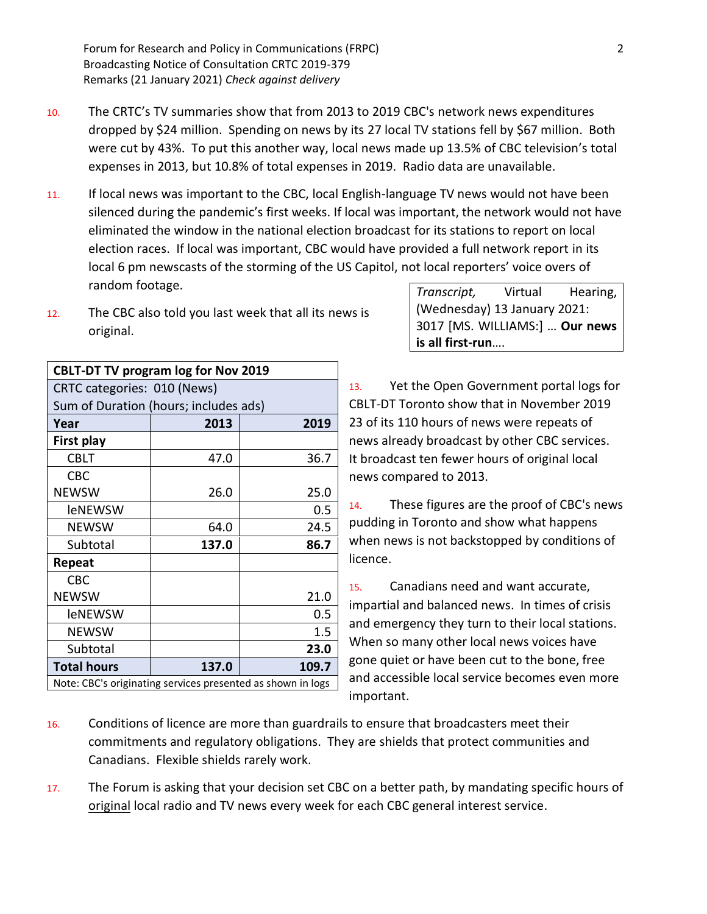10. The CRTC's TV summaries show that from 2013 to 2019 CBC's network news expenditures dropped by $24 million. Spending on news by its 27 local TV stations fell by $67 million. Both were cut by 43%. To put this another way, local news made up 13.5% of CBC television's total expenses in 2013, but 10.8% of total expenses in 2019. Radio data are unavailable.

11. If local news was important to the CBC, local English-language TV news would not have been silenced during the pandemic's first weeks. If local was important, the network would not have eliminated the window in the national election broadcast for its stations to report on local election races. If local was important, CBC would have provided a full network report in its local 6 pm newscasts of the storming of the US Capitol, not local reporters' voice overs of random footage.

12. The CBC also told you last week that all its news is original.

> *Transcript,* Virtual Hearing, (Wednesday) 13 January 2021: 3017 [MS. WILLIAMS:] … **Our news is all first-run**….

| **CBLT-DT TV program log for Nov 2019** | | |
|---|---|---|
| CRTC categories: 010 (News) | | |
| Sum of Duration (hours; includes ads) | | |
| **Year** | **2013** | **2019** |
| **First play** | | |
| CBLT | 47.0 | 36.7 |
| CBC NEWSW | 26.0 | 25.0 |
| leNEWSW | | 0.5 |
| NEWSW | 64.0 | 24.5 |
| Subtotal | **137.0** | **86.7** |
| **Repeat** | | |
| CBC NEWSW | | 21.0 |
| leNEWSW | | 0.5 |
| NEWSW | | 1.5 |
| Subtotal | | **23.0** |
| **Total hours** | **137.0** | **109.7** |
| Note: CBC's originating services presented as shown in logs | | |

13. Yet the Open Government portal logs for CBLT-DT Toronto show that in November 2019 23 of its 110 hours of news were repeats of news already broadcast by other CBC services. It broadcast ten fewer hours of original local news compared to 2013.

14. These figures are the proof of CBC's news pudding in Toronto and show what happens when news is not backstopped by conditions of licence.

15. Canadians need and want accurate, impartial and balanced news. In times of crisis and emergency they turn to their local stations. When so many other local news voices have gone quiet or have been cut to the bone, free and accessible local service becomes even more important.

16. Conditions of licence are more than guardrails to ensure that broadcasters meet their commitments and regulatory obligations. They are shields that protect communities and Canadians. Flexible shields rarely work.

17. The Forum is asking that your decision set CBC on a better path, by mandating specific hours of <u>original</u> local radio and TV news every week for each CBC general interest service.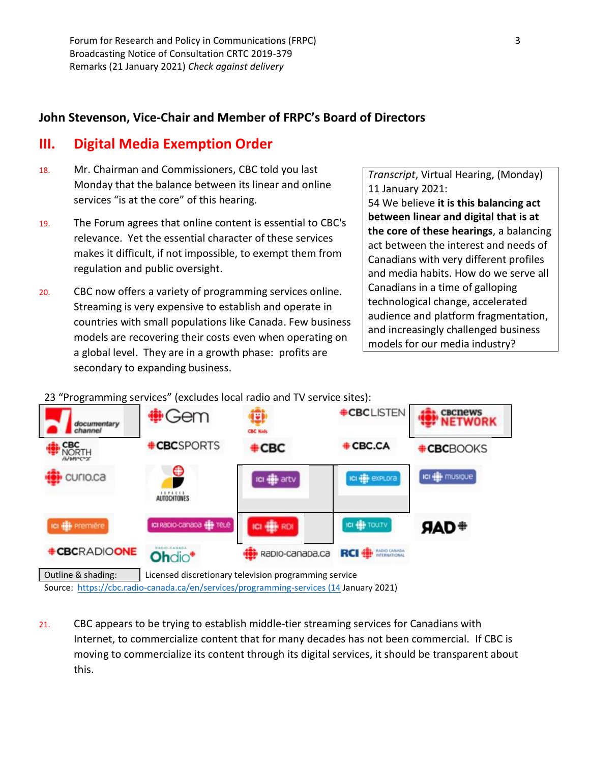### John Stevenson, Vice-Chair and Member of FRPC's Board of Directors

## III. Digital Media Exemption Order

18. Mr. Chairman and Commissioners, CBC told you last Monday that the balance between its linear and online services "is at the core" of this hearing.

19. The Forum agrees that online content is essential to CBC's relevance. Yet the essential character of these services makes it difficult, if not impossible, to exempt them from regulation and public oversight.

20. CBC now offers a variety of programming services online. Streaming is very expensive to establish and operate in countries with small populations like Canada. Few business models are recovering their costs even when operating on a global level. They are in a growth phase: profits are secondary to expanding business.

> *Transcript*, Virtual Hearing, (Monday) 11 January 2021:
> 54 We believe **it is this balancing act between linear and digital that is at the core of these hearings**, a balancing act between the interest and needs of Canadians with very different profiles and media habits. How do we serve all Canadians in a time of galloping technological change, accelerated audience and platform fragmentation, and increasingly challenged business models for our media industry?

23 "Programming services" (excludes local radio and TV service sites):

| | | | | |
|---|---|---|---|---|
| documentary channel | Gem | CBC Kids | CBC LISTEN | CBC news NETWORK |
| CBC NORTH | CBC SPORTS | CBC | CBC.CA | CBC BOOKS |
| curio.ca | ESPACES AUTOCHTONES | ICI artv | ICI explora | ICI musique |
| ICI première | ICI Radio-Canada Télé | ICI RDI | ICI TOU.TV | RAD |
| CBC RADIO ONE | Radio-Canada Ohdio | Radio-Canada.ca | RCI Radio Canada International | |

Outline & shading: Licensed discretionary television programming service

Source: https://cbc.radio-canada.ca/en/services/programming-services (14 January 2021)

21. CBC appears to be trying to establish middle-tier streaming services for Canadians with Internet, to commercialize content that for many decades has not been commercial. If CBC is moving to commercialize its content through its digital services, it should be transparent about this.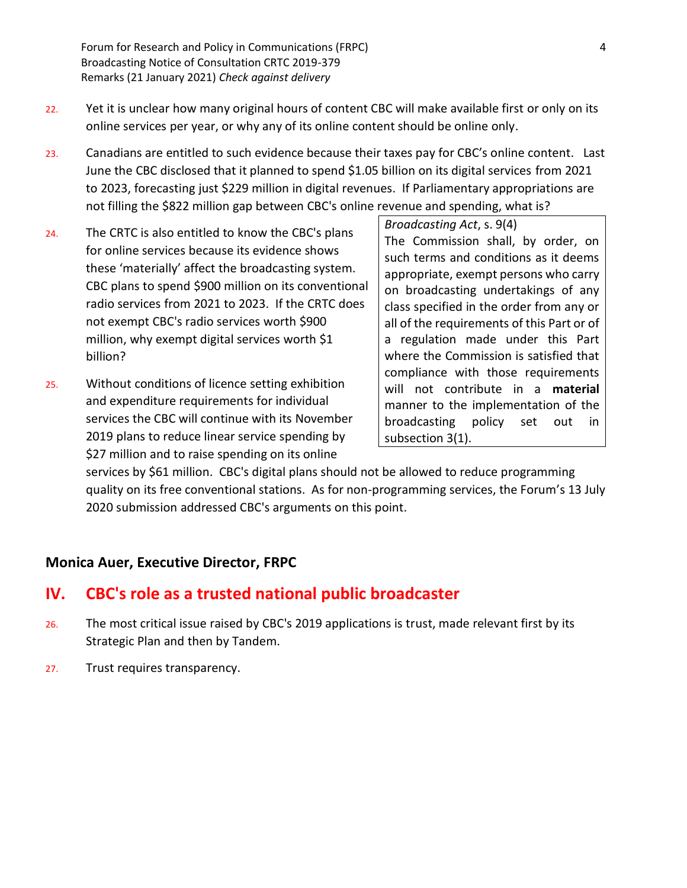22. Yet it is unclear how many original hours of content CBC will make available first or only on its online services per year, or why any of its online content should be online only.

23. Canadians are entitled to such evidence because their taxes pay for CBC's online content. Last June the CBC disclosed that it planned to spend $1.05 billion on its digital services from 2021 to 2023, forecasting just $229 million in digital revenues. If Parliamentary appropriations are not filling the $822 million gap between CBC's online revenue and spending, what is?

24. The CRTC is also entitled to know the CBC's plans for online services because its evidence shows these 'materially' affect the broadcasting system. CBC plans to spend $900 million on its conventional radio services from 2021 to 2023. If the CRTC does not exempt CBC's radio services worth $900 million, why exempt digital services worth $1 billion?

> *Broadcasting Act*, s. 9(4)
> The Commission shall, by order, on such terms and conditions as it deems appropriate, exempt persons who carry on broadcasting undertakings of any class specified in the order from any or all of the requirements of this Part or of a regulation made under this Part where the Commission is satisfied that compliance with those requirements will not contribute in a **material** manner to the implementation of the broadcasting policy set out in subsection 3(1).

25. Without conditions of licence setting exhibition and expenditure requirements for individual services the CBC will continue with its November 2019 plans to reduce linear service spending by $27 million and to raise spending on its online services by $61 million. CBC's digital plans should not be allowed to reduce programming quality on its free conventional stations. As for non-programming services, the Forum's 13 July 2020 submission addressed CBC's arguments on this point.

**Monica Auer, Executive Director, FRPC**

## IV. CBC's role as a trusted national public broadcaster

26. The most critical issue raised by CBC's 2019 applications is trust, made relevant first by its Strategic Plan and then by Tandem.

27. Trust requires transparency.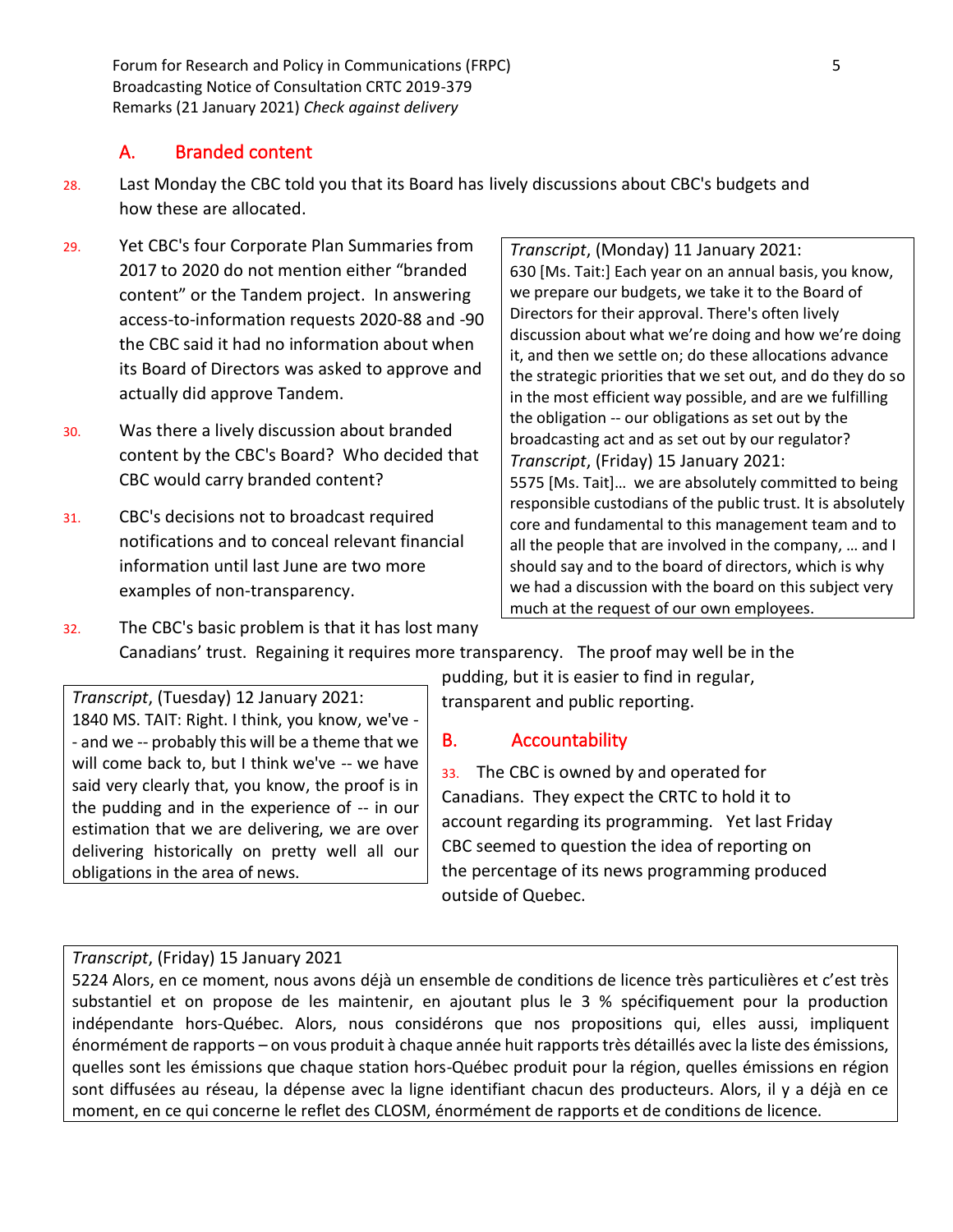## A. Branded content

28. Last Monday the CBC told you that its Board has lively discussions about CBC's budgets and how these are allocated.

29. Yet CBC's four Corporate Plan Summaries from 2017 to 2020 do not mention either "branded content" or the Tandem project. In answering access-to-information requests 2020-88 and -90 the CBC said it had no information about when its Board of Directors was asked to approve and actually did approve Tandem.

> *Transcript*, (Monday) 11 January 2021:
> 630 [Ms. Tait:] Each year on an annual basis, you know, we prepare our budgets, we take it to the Board of Directors for their approval. There's often lively discussion about what we're doing and how we're doing it, and then we settle on; do these allocations advance the strategic priorities that we set out, and do they do so in the most efficient way possible, and are we fulfilling the obligation -- our obligations as set out by the broadcasting act and as set out by our regulator?
> *Transcript*, (Friday) 15 January 2021:
> 5575 [Ms. Tait]… we are absolutely committed to being responsible custodians of the public trust. It is absolutely core and fundamental to this management team and to all the people that are involved in the company, … and I should say and to the board of directors, which is why we had a discussion with the board on this subject very much at the request of our own employees.

30. Was there a lively discussion about branded content by the CBC's Board? Who decided that CBC would carry branded content?

31. CBC's decisions not to broadcast required notifications and to conceal relevant financial information until last June are two more examples of non-transparency.

32. The CBC's basic problem is that it has lost many Canadians' trust. Regaining it requires more transparency. The proof may well be in the pudding, but it is easier to find in regular, transparent and public reporting.

> *Transcript*, (Tuesday) 12 January 2021:
> 1840 MS. TAIT: Right. I think, you know, we've -- and we -- probably this will be a theme that we will come back to, but I think we've -- we have said very clearly that, you know, the proof is in the pudding and in the experience of -- in our estimation that we are delivering, we are over delivering historically on pretty well all our obligations in the area of news.

## B. Accountability

33. The CBC is owned by and operated for Canadians. They expect the CRTC to hold it to account regarding its programming. Yet last Friday CBC seemed to question the idea of reporting on the percentage of its news programming produced outside of Quebec.

> *Transcript*, (Friday) 15 January 2021
> 5224 Alors, en ce moment, nous avons déjà un ensemble de conditions de licence très particulières et c'est très substantiel et on propose de les maintenir, en ajoutant plus le 3 % spécifiquement pour la production indépendante hors-Québec. Alors, nous considérons que nos propositions qui, elles aussi, impliquent énormément de rapports – on vous produit à chaque année huit rapports très détaillés avec la liste des émissions, quelles sont les émissions que chaque station hors-Québec produit pour la région, quelles émissions en région sont diffusées au réseau, la dépense avec la ligne identifiant chacun des producteurs. Alors, il y a déjà en ce moment, en ce qui concerne le reflet des CLOSM, énormément de rapports et de conditions de licence.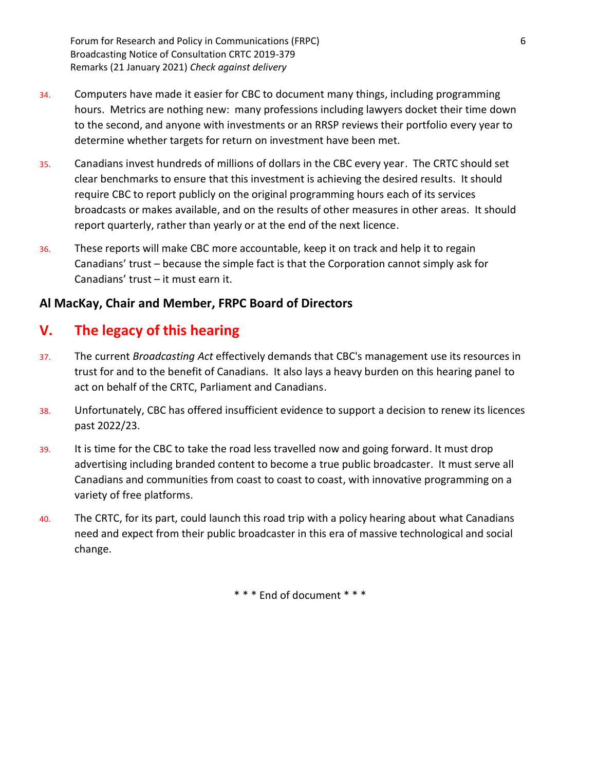34. Computers have made it easier for CBC to document many things, including programming hours. Metrics are nothing new: many professions including lawyers docket their time down to the second, and anyone with investments or an RRSP reviews their portfolio every year to determine whether targets for return on investment have been met.

35. Canadians invest hundreds of millions of dollars in the CBC every year. The CRTC should set clear benchmarks to ensure that this investment is achieving the desired results. It should require CBC to report publicly on the original programming hours each of its services broadcasts or makes available, and on the results of other measures in other areas. It should report quarterly, rather than yearly or at the end of the next licence.

36. These reports will make CBC more accountable, keep it on track and help it to regain Canadians' trust – because the simple fact is that the Corporation cannot simply ask for Canadians' trust – it must earn it.

**Al MacKay, Chair and Member, FRPC Board of Directors**

## V. The legacy of this hearing

37. The current *Broadcasting Act* effectively demands that CBC's management use its resources in trust for and to the benefit of Canadians. It also lays a heavy burden on this hearing panel to act on behalf of the CRTC, Parliament and Canadians.

38. Unfortunately, CBC has offered insufficient evidence to support a decision to renew its licences past 2022/23.

39. It is time for the CBC to take the road less travelled now and going forward. It must drop advertising including branded content to become a true public broadcaster. It must serve all Canadians and communities from coast to coast to coast, with innovative programming on a variety of free platforms.

40. The CRTC, for its part, could launch this road trip with a policy hearing about what Canadians need and expect from their public broadcaster in this era of massive technological and social change.

\* \* \* End of document \* \* \*